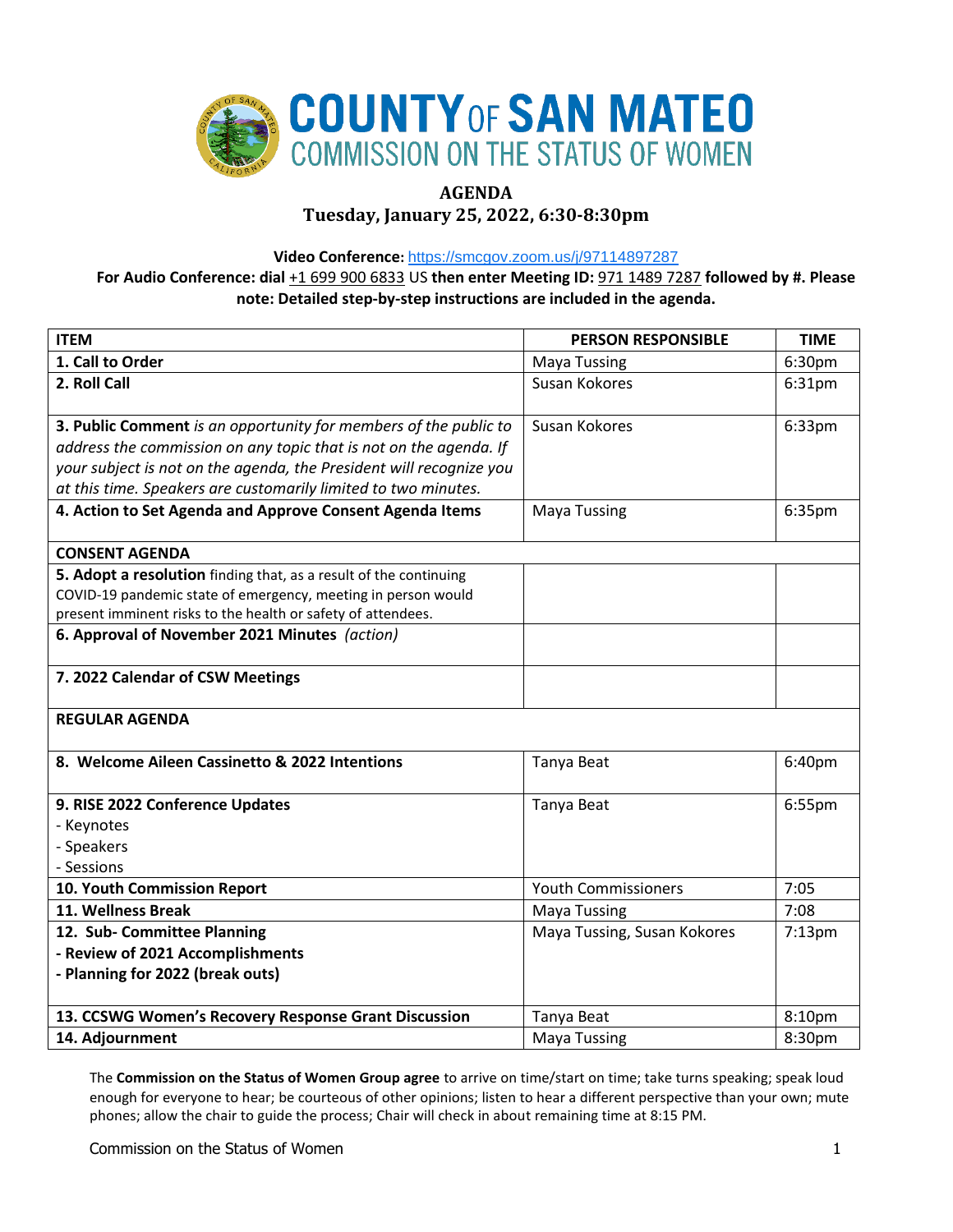# COUNTY OF SAN MATEO
## COMMISSION ON THE STATUS OF WOMEN

**AGENDA**
**Tuesday, January 25, 2022, 6:30-8:30pm**

**Video Conference:** https://smcgov.zoom.us/j/97114897287
**For Audio Conference: dial** +1 699 900 6833 US **then enter Meeting ID:** 971 1489 7287 **followed by #. Please note: Detailed step-by-step instructions are included in the agenda.**

| ITEM | PERSON RESPONSIBLE | TIME |
|---|---|---|
| **1. Call to Order** | Maya Tussing | 6:30pm |
| **2. Roll Call** | Susan Kokores | 6:31pm |
| **3. Public Comment** *is an opportunity for members of the public to address the commission on any topic that is not on the agenda. If your subject is not on the agenda, the President will recognize you at this time. Speakers are customarily limited to two minutes.* | Susan Kokores | 6:33pm |
| **4. Action to Set Agenda and Approve Consent Agenda Items** | Maya Tussing | 6:35pm |
| **CONSENT AGENDA** | | |
| **5. Adopt a resolution** finding that, as a result of the continuing COVID-19 pandemic state of emergency, meeting in person would present imminent risks to the health or safety of attendees. | | |
| **6. Approval of November 2021 Minutes** *(action)* | | |
| **7. 2022 Calendar of CSW Meetings** | | |
| **REGULAR AGENDA** | | |
| **8. Welcome Aileen Cassinetto & 2022 Intentions** | Tanya Beat | 6:40pm |
| **9. RISE 2022 Conference Updates**<br>- Keynotes<br>- Speakers<br>- Sessions | Tanya Beat | 6:55pm |
| **10. Youth Commission Report** | Youth Commissioners | 7:05 |
| **11. Wellness Break** | Maya Tussing | 7:08 |
| **12. Sub- Committee Planning**<br>**- Review of 2021 Accomplishments**<br>**- Planning for 2022 (break outs)** | Maya Tussing, Susan Kokores | 7:13pm |
| **13. CCSWG Women's Recovery Response Grant Discussion** | Tanya Beat | 8:10pm |
| **14. Adjournment** | Maya Tussing | 8:30pm |

The **Commission on the Status of Women Group agree** to arrive on time/start on time; take turns speaking; speak loud enough for everyone to hear; be courteous of other opinions; listen to hear a different perspective than your own; mute phones; allow the chair to guide the process; Chair will check in about remaining time at 8:15 PM.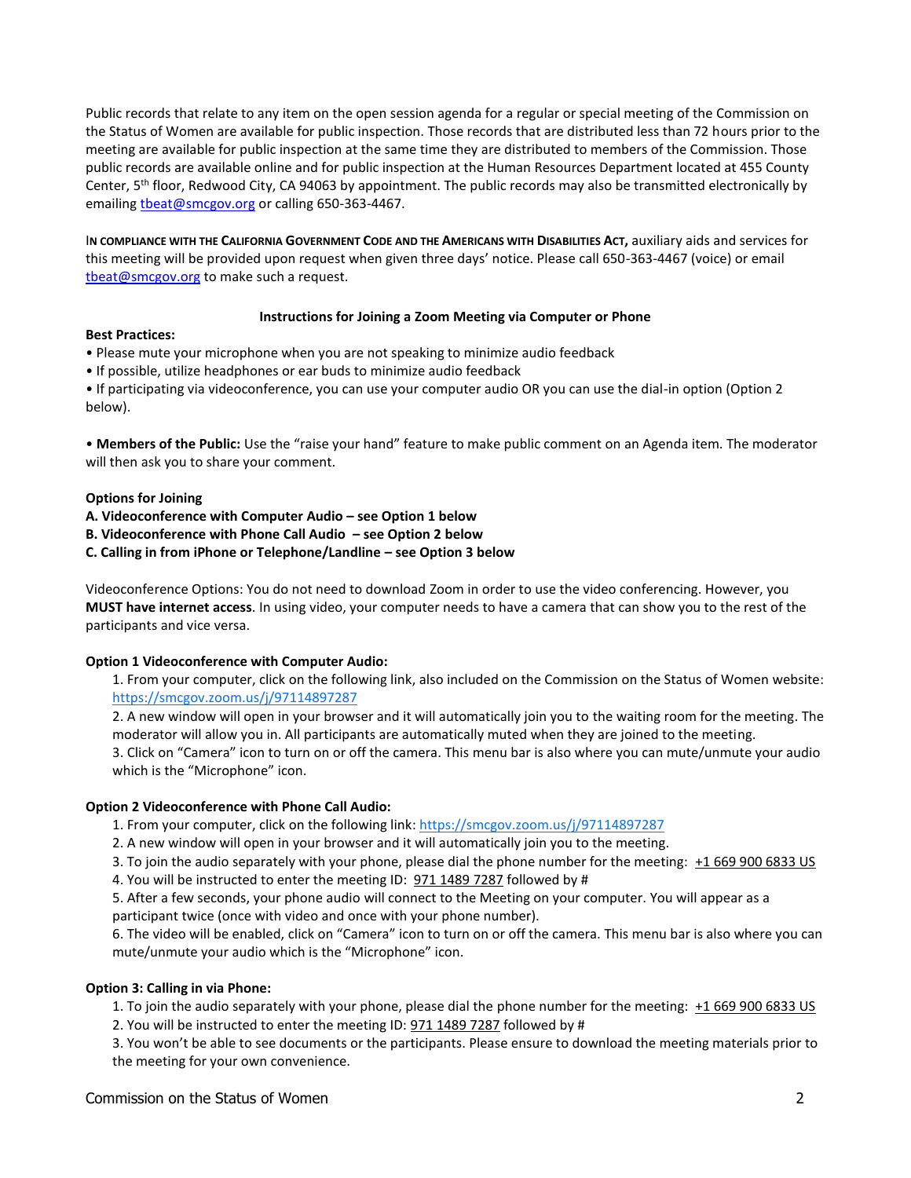Public records that relate to any item on the open session agenda for a regular or special meeting of the Commission on the Status of Women are available for public inspection. Those records that are distributed less than 72 hours prior to the meeting are available for public inspection at the same time they are distributed to members of the Commission. Those public records are available online and for public inspection at the Human Resources Department located at 455 County Center, 5th floor, Redwood City, CA 94063 by appointment. The public records may also be transmitted electronically by emailing tbeat@smcgov.org or calling 650-363-4467.

**IN COMPLIANCE WITH THE CALIFORNIA GOVERNMENT CODE AND THE AMERICANS WITH DISABILITIES ACT,** auxiliary aids and services for this meeting will be provided upon request when given three days' notice. Please call 650-363-4467 (voice) or email tbeat@smcgov.org to make such a request.

### Instructions for Joining a Zoom Meeting via Computer or Phone

**Best Practices:**

- Please mute your microphone when you are not speaking to minimize audio feedback
- If possible, utilize headphones or ear buds to minimize audio feedback
- If participating via videoconference, you can use your computer audio OR you can use the dial-in option (Option 2 below).

- **Members of the Public:** Use the "raise your hand" feature to make public comment on an Agenda item. The moderator will then ask you to share your comment.

**Options for Joining**

**A. Videoconference with Computer Audio – see Option 1 below**
**B. Videoconference with Phone Call Audio – see Option 2 below**
**C. Calling in from iPhone or Telephone/Landline – see Option 3 below**

Videoconference Options: You do not need to download Zoom in order to use the video conferencing. However, you **MUST have internet access**. In using video, your computer needs to have a camera that can show you to the rest of the participants and vice versa.

**Option 1 Videoconference with Computer Audio:**

1. From your computer, click on the following link, also included on the Commission on the Status of Women website: https://smcgov.zoom.us/j/97114897287
2. A new window will open in your browser and it will automatically join you to the waiting room for the meeting. The moderator will allow you in. All participants are automatically muted when they are joined to the meeting.
3. Click on "Camera" icon to turn on or off the camera. This menu bar is also where you can mute/unmute your audio which is the "Microphone" icon.

**Option 2 Videoconference with Phone Call Audio:**

1. From your computer, click on the following link: https://smcgov.zoom.us/j/97114897287
2. A new window will open in your browser and it will automatically join you to the meeting.
3. To join the audio separately with your phone, please dial the phone number for the meeting: +1 669 900 6833 US
4. You will be instructed to enter the meeting ID: 971 1489 7287 followed by #
5. After a few seconds, your phone audio will connect to the Meeting on your computer. You will appear as a participant twice (once with video and once with your phone number).
6. The video will be enabled, click on "Camera" icon to turn on or off the camera. This menu bar is also where you can mute/unmute your audio which is the "Microphone" icon.

**Option 3: Calling in via Phone:**

1. To join the audio separately with your phone, please dial the phone number for the meeting: +1 669 900 6833 US
2. You will be instructed to enter the meeting ID: 971 1489 7287 followed by #
3. You won't be able to see documents or the participants. Please ensure to download the meeting materials prior to the meeting for your own convenience.